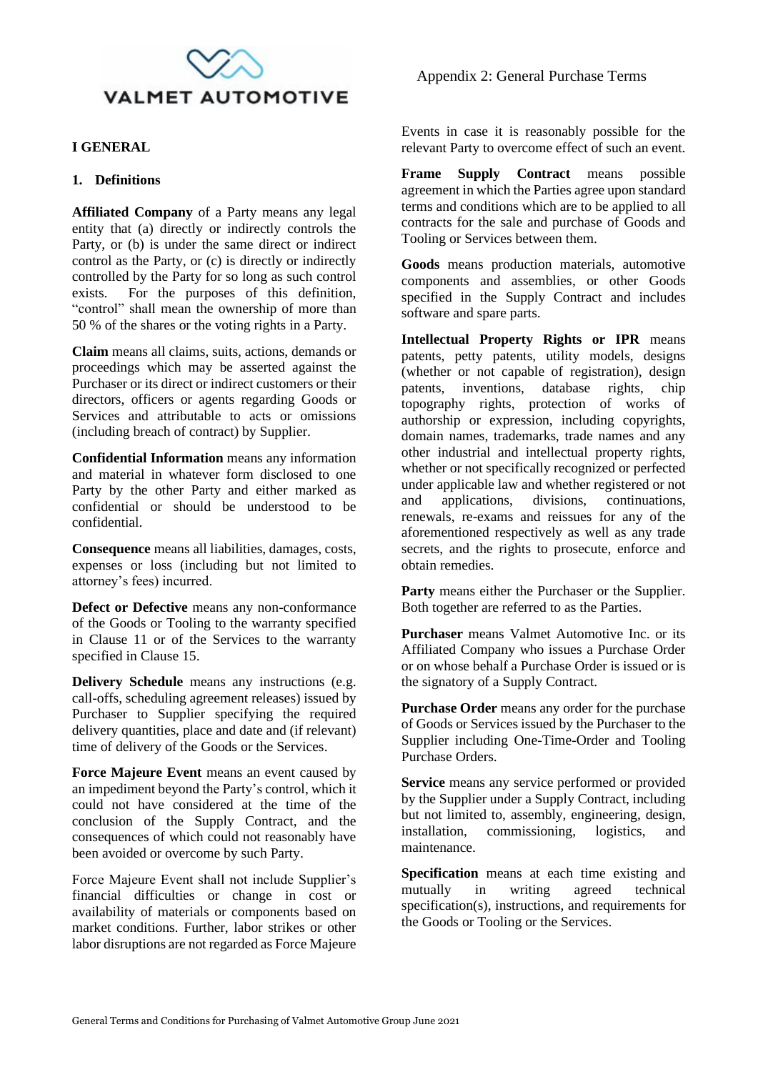Appendix 2: General Purchase Terms

## I GENERAL

### 1. Definitions

**Affiliated Company** of a Party means any legal entity that (a) directly or indirectly controls the Party, or (b) is under the same direct or indirect control as the Party, or (c) is directly or indirectly controlled by the Party for so long as such control exists. For the purposes of this definition, "control" shall mean the ownership of more than 50 % of the shares or the voting rights in a Party.

**Claim** means all claims, suits, actions, demands or proceedings which may be asserted against the Purchaser or its direct or indirect customers or their directors, officers or agents regarding Goods or Services and attributable to acts or omissions (including breach of contract) by Supplier.

**Confidential Information** means any information and material in whatever form disclosed to one Party by the other Party and either marked as confidential or should be understood to be confidential.

**Consequence** means all liabilities, damages, costs, expenses or loss (including but not limited to attorney's fees) incurred.

**Defect or Defective** means any non-conformance of the Goods or Tooling to the warranty specified in Clause 11 or of the Services to the warranty specified in Clause 15.

**Delivery Schedule** means any instructions (e.g. call-offs, scheduling agreement releases) issued by Purchaser to Supplier specifying the required delivery quantities, place and date and (if relevant) time of delivery of the Goods or the Services.

**Force Majeure Event** means an event caused by an impediment beyond the Party's control, which it could not have considered at the time of the conclusion of the Supply Contract, and the consequences of which could not reasonably have been avoided or overcome by such Party.

Force Majeure Event shall not include Supplier's financial difficulties or change in cost or availability of materials or components based on market conditions. Further, labor strikes or other labor disruptions are not regarded as Force Majeure Events in case it is reasonably possible for the relevant Party to overcome effect of such an event.

**Frame Supply Contract** means possible agreement in which the Parties agree upon standard terms and conditions which are to be applied to all contracts for the sale and purchase of Goods and Tooling or Services between them.

**Goods** means production materials, automotive components and assemblies, or other Goods specified in the Supply Contract and includes software and spare parts.

**Intellectual Property Rights or IPR** means patents, petty patents, utility models, designs (whether or not capable of registration), design patents, inventions, database rights, chip topography rights, protection of works of authorship or expression, including copyrights, domain names, trademarks, trade names and any other industrial and intellectual property rights, whether or not specifically recognized or perfected under applicable law and whether registered or not and applications, divisions, continuations, renewals, re-exams and reissues for any of the aforementioned respectively as well as any trade secrets, and the rights to prosecute, enforce and obtain remedies.

**Party** means either the Purchaser or the Supplier. Both together are referred to as the Parties.

**Purchaser** means Valmet Automotive Inc. or its Affiliated Company who issues a Purchase Order or on whose behalf a Purchase Order is issued or is the signatory of a Supply Contract.

**Purchase Order** means any order for the purchase of Goods or Services issued by the Purchaser to the Supplier including One-Time-Order and Tooling Purchase Orders.

**Service** means any service performed or provided by the Supplier under a Supply Contract, including but not limited to, assembly, engineering, design, installation, commissioning, logistics, and maintenance.

**Specification** means at each time existing and mutually in writing agreed technical specification(s), instructions, and requirements for the Goods or Tooling or the Services.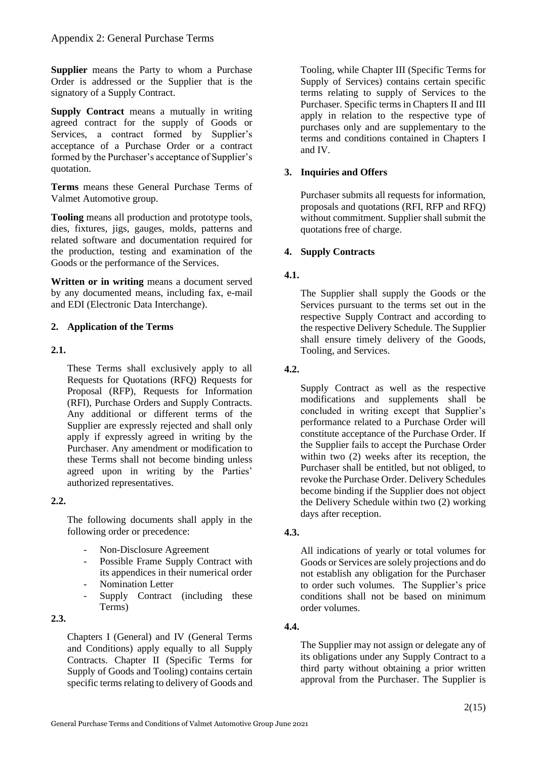**Supplier** means the Party to whom a Purchase Order is addressed or the Supplier that is the signatory of a Supply Contract.

**Supply Contract** means a mutually in writing agreed contract for the supply of Goods or Services, a contract formed by Supplier's acceptance of a Purchase Order or a contract formed by the Purchaser's acceptance of Supplier's quotation.

**Terms** means these General Purchase Terms of Valmet Automotive group.

**Tooling** means all production and prototype tools, dies, fixtures, jigs, gauges, molds, patterns and related software and documentation required for the production, testing and examination of the Goods or the performance of the Services.

**Written or in writing** means a document served by any documented means, including fax, e-mail and EDI (Electronic Data Interchange).

## 2. Application of the Terms

**2.1.**

These Terms shall exclusively apply to all Requests for Quotations (RFQ) Requests for Proposal (RFP), Requests for Information (RFI), Purchase Orders and Supply Contracts. Any additional or different terms of the Supplier are expressly rejected and shall only apply if expressly agreed in writing by the Purchaser. Any amendment or modification to these Terms shall not become binding unless agreed upon in writing by the Parties' authorized representatives.

**2.2.**

The following documents shall apply in the following order or precedence:

- Non-Disclosure Agreement
- Possible Frame Supply Contract with its appendices in their numerical order
- Nomination Letter
- Supply Contract (including these Terms)

**2.3.**

Chapters I (General) and IV (General Terms and Conditions) apply equally to all Supply Contracts. Chapter II (Specific Terms for Supply of Goods and Tooling) contains certain specific terms relating to delivery of Goods and Tooling, while Chapter III (Specific Terms for Supply of Services) contains certain specific terms relating to supply of Services to the Purchaser. Specific terms in Chapters II and III apply in relation to the respective type of purchases only and are supplementary to the terms and conditions contained in Chapters I and IV.

## 3. Inquiries and Offers

Purchaser submits all requests for information, proposals and quotations (RFI, RFP and RFQ) without commitment. Supplier shall submit the quotations free of charge.

## 4. Supply Contracts

**4.1.**

The Supplier shall supply the Goods or the Services pursuant to the terms set out in the respective Supply Contract and according to the respective Delivery Schedule. The Supplier shall ensure timely delivery of the Goods, Tooling, and Services.

**4.2.**

Supply Contract as well as the respective modifications and supplements shall be concluded in writing except that Supplier's performance related to a Purchase Order will constitute acceptance of the Purchase Order. If the Supplier fails to accept the Purchase Order within two (2) weeks after its reception, the Purchaser shall be entitled, but not obliged, to revoke the Purchase Order. Delivery Schedules become binding if the Supplier does not object the Delivery Schedule within two (2) working days after reception.

**4.3.**

All indications of yearly or total volumes for Goods or Services are solely projections and do not establish any obligation for the Purchaser to order such volumes. The Supplier's price conditions shall not be based on minimum order volumes.

**4.4.**

The Supplier may not assign or delegate any of its obligations under any Supply Contract to a third party without obtaining a prior written approval from the Purchaser. The Supplier is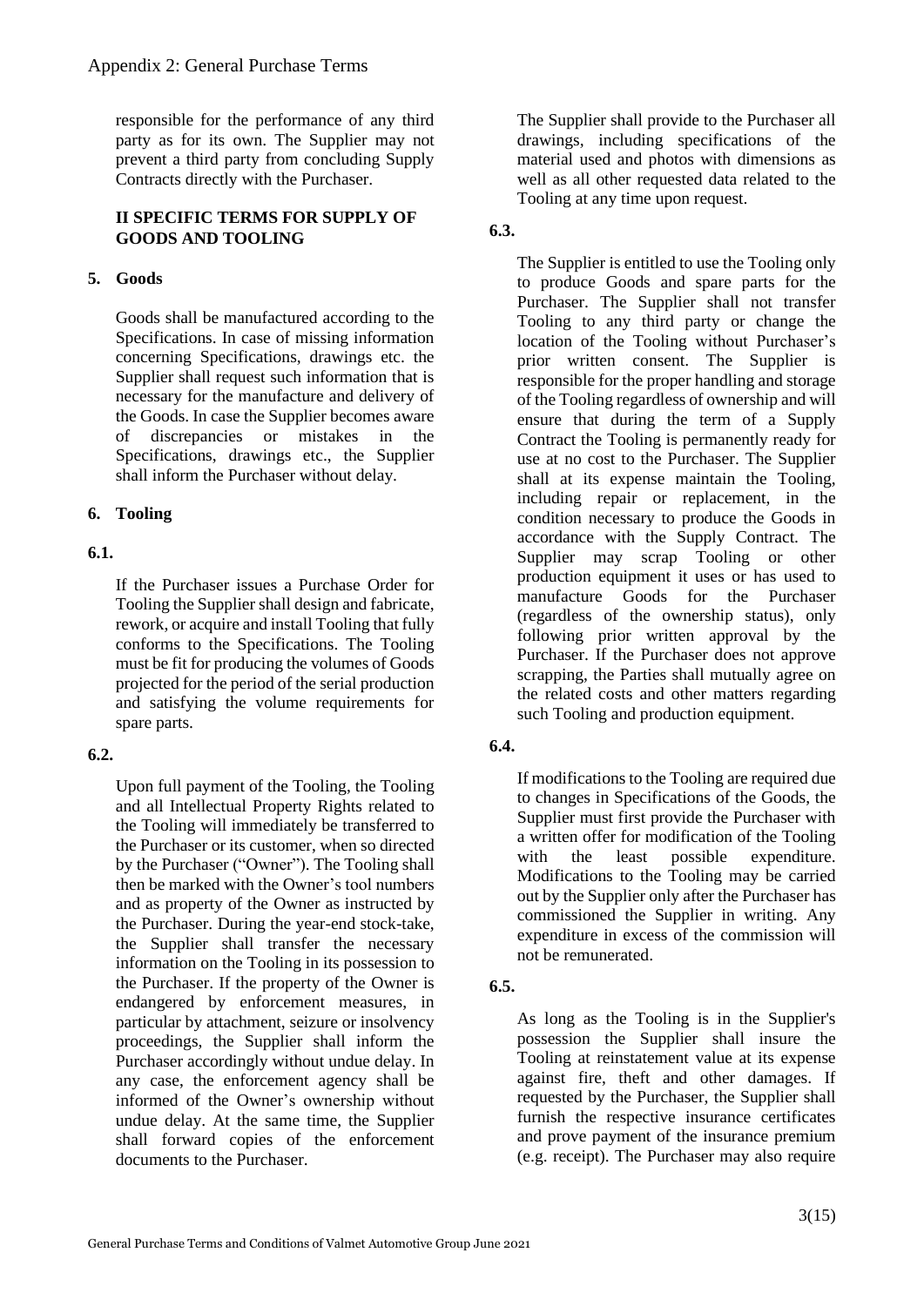responsible for the performance of any third party as for its own. The Supplier may not prevent a third party from concluding Supply Contracts directly with the Purchaser.

## II SPECIFIC TERMS FOR SUPPLY OF GOODS AND TOOLING

### 5. Goods

Goods shall be manufactured according to the Specifications. In case of missing information concerning Specifications, drawings etc. the Supplier shall request such information that is necessary for the manufacture and delivery of the Goods. In case the Supplier becomes aware of discrepancies or mistakes in the Specifications, drawings etc., the Supplier shall inform the Purchaser without delay.

### 6. Tooling

**6.1.**

If the Purchaser issues a Purchase Order for Tooling the Supplier shall design and fabricate, rework, or acquire and install Tooling that fully conforms to the Specifications. The Tooling must be fit for producing the volumes of Goods projected for the period of the serial production and satisfying the volume requirements for spare parts.

**6.2.**

Upon full payment of the Tooling, the Tooling and all Intellectual Property Rights related to the Tooling will immediately be transferred to the Purchaser or its customer, when so directed by the Purchaser ("Owner"). The Tooling shall then be marked with the Owner's tool numbers and as property of the Owner as instructed by the Purchaser. During the year-end stock-take, the Supplier shall transfer the necessary information on the Tooling in its possession to the Purchaser. If the property of the Owner is endangered by enforcement measures, in particular by attachment, seizure or insolvency proceedings, the Supplier shall inform the Purchaser accordingly without undue delay. In any case, the enforcement agency shall be informed of the Owner's ownership without undue delay. At the same time, the Supplier shall forward copies of the enforcement documents to the Purchaser.

The Supplier shall provide to the Purchaser all drawings, including specifications of the material used and photos with dimensions as well as all other requested data related to the Tooling at any time upon request.

**6.3.**

The Supplier is entitled to use the Tooling only to produce Goods and spare parts for the Purchaser. The Supplier shall not transfer Tooling to any third party or change the location of the Tooling without Purchaser's prior written consent. The Supplier is responsible for the proper handling and storage of the Tooling regardless of ownership and will ensure that during the term of a Supply Contract the Tooling is permanently ready for use at no cost to the Purchaser. The Supplier shall at its expense maintain the Tooling, including repair or replacement, in the condition necessary to produce the Goods in accordance with the Supply Contract. The Supplier may scrap Tooling or other production equipment it uses or has used to manufacture Goods for the Purchaser (regardless of the ownership status), only following prior written approval by the Purchaser. If the Purchaser does not approve scrapping, the Parties shall mutually agree on the related costs and other matters regarding such Tooling and production equipment.

**6.4.**

If modifications to the Tooling are required due to changes in Specifications of the Goods, the Supplier must first provide the Purchaser with a written offer for modification of the Tooling with the least possible expenditure. Modifications to the Tooling may be carried out by the Supplier only after the Purchaser has commissioned the Supplier in writing. Any expenditure in excess of the commission will not be remunerated.

**6.5.**

As long as the Tooling is in the Supplier's possession the Supplier shall insure the Tooling at reinstatement value at its expense against fire, theft and other damages. If requested by the Purchaser, the Supplier shall furnish the respective insurance certificates and prove payment of the insurance premium (e.g. receipt). The Purchaser may also require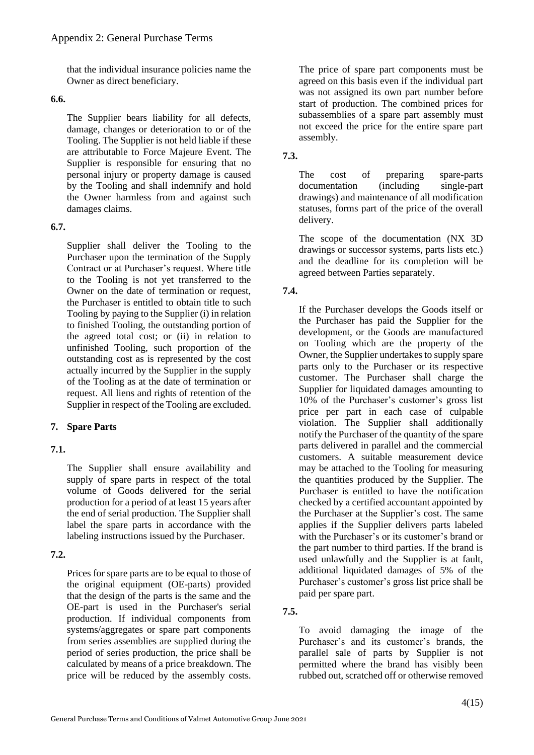that the individual insurance policies name the Owner as direct beneficiary.

**6.6.**

The Supplier bears liability for all defects, damage, changes or deterioration to or of the Tooling. The Supplier is not held liable if these are attributable to Force Majeure Event. The Supplier is responsible for ensuring that no personal injury or property damage is caused by the Tooling and shall indemnify and hold the Owner harmless from and against such damages claims.

**6.7.**

Supplier shall deliver the Tooling to the Purchaser upon the termination of the Supply Contract or at Purchaser's request. Where title to the Tooling is not yet transferred to the Owner on the date of termination or request, the Purchaser is entitled to obtain title to such Tooling by paying to the Supplier (i) in relation to finished Tooling, the outstanding portion of the agreed total cost; or (ii) in relation to unfinished Tooling, such proportion of the outstanding cost as is represented by the cost actually incurred by the Supplier in the supply of the Tooling as at the date of termination or request. All liens and rights of retention of the Supplier in respect of the Tooling are excluded.

## 7. Spare Parts

**7.1.**

The Supplier shall ensure availability and supply of spare parts in respect of the total volume of Goods delivered for the serial production for a period of at least 15 years after the end of serial production. The Supplier shall label the spare parts in accordance with the labeling instructions issued by the Purchaser.

**7.2.**

Prices for spare parts are to be equal to those of the original equipment (OE-parts) provided that the design of the parts is the same and the OE-part is used in the Purchaser's serial production. If individual components from systems/aggregates or spare part components from series assemblies are supplied during the period of series production, the price shall be calculated by means of a price breakdown. The price will be reduced by the assembly costs. The price of spare part components must be agreed on this basis even if the individual part was not assigned its own part number before start of production. The combined prices for subassemblies of a spare part assembly must not exceed the price for the entire spare part assembly.

**7.3.**

The cost of preparing spare-parts documentation (including single-part drawings) and maintenance of all modification statuses, forms part of the price of the overall delivery.

The scope of the documentation (NX 3D drawings or successor systems, parts lists etc.) and the deadline for its completion will be agreed between Parties separately.

**7.4.**

If the Purchaser develops the Goods itself or the Purchaser has paid the Supplier for the development, or the Goods are manufactured on Tooling which are the property of the Owner, the Supplier undertakes to supply spare parts only to the Purchaser or its respective customer. The Purchaser shall charge the Supplier for liquidated damages amounting to 10% of the Purchaser's customer's gross list price per part in each case of culpable violation. The Supplier shall additionally notify the Purchaser of the quantity of the spare parts delivered in parallel and the commercial customers. A suitable measurement device may be attached to the Tooling for measuring the quantities produced by the Supplier. The Purchaser is entitled to have the notification checked by a certified accountant appointed by the Purchaser at the Supplier's cost. The same applies if the Supplier delivers parts labeled with the Purchaser's or its customer's brand or the part number to third parties. If the brand is used unlawfully and the Supplier is at fault, additional liquidated damages of 5% of the Purchaser's customer's gross list price shall be paid per spare part.

**7.5.**

To avoid damaging the image of the Purchaser's and its customer's brands, the parallel sale of parts by Supplier is not permitted where the brand has visibly been rubbed out, scratched off or otherwise removed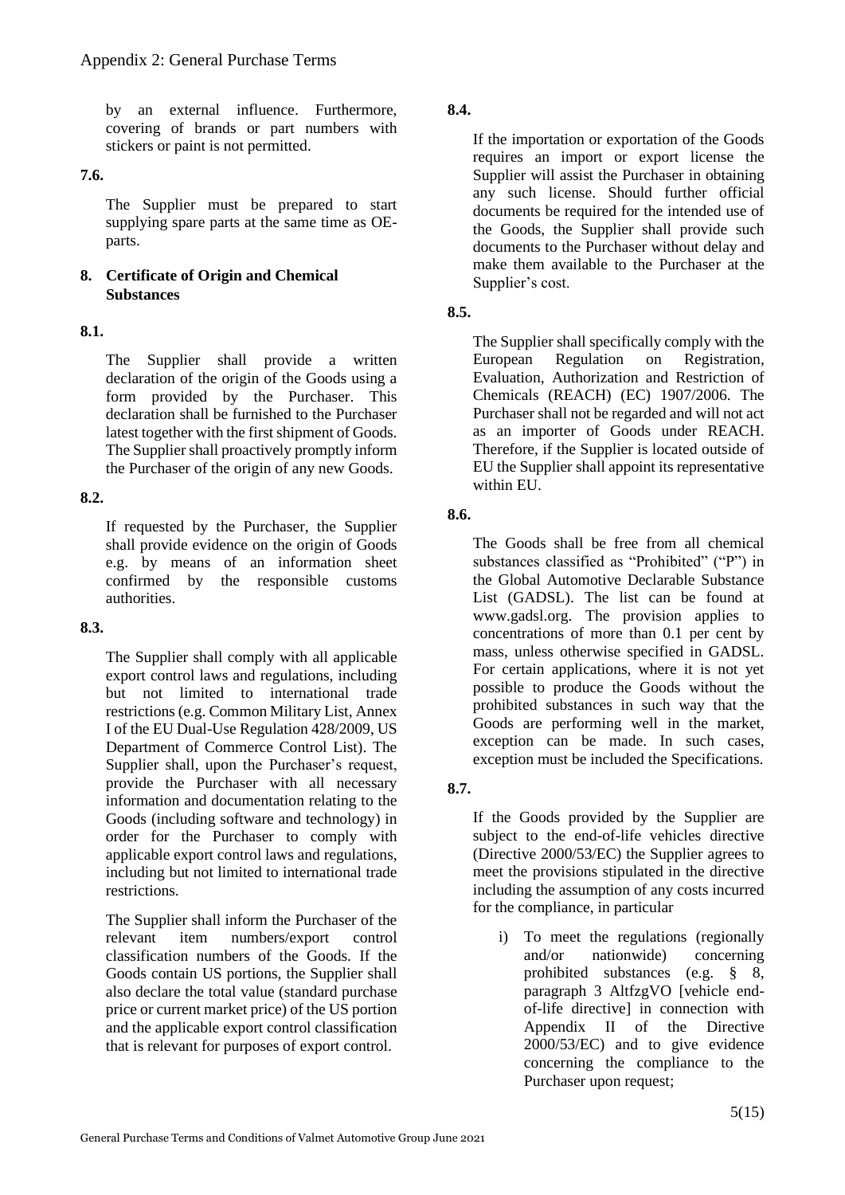by an external influence. Furthermore, covering of brands or part numbers with stickers or paint is not permitted.

**7.6.**

The Supplier must be prepared to start supplying spare parts at the same time as OE-parts.

## 8. Certificate of Origin and Chemical Substances

**8.1.**

The Supplier shall provide a written declaration of the origin of the Goods using a form provided by the Purchaser. This declaration shall be furnished to the Purchaser latest together with the first shipment of Goods. The Supplier shall proactively promptly inform the Purchaser of the origin of any new Goods.

**8.2.**

If requested by the Purchaser, the Supplier shall provide evidence on the origin of Goods e.g. by means of an information sheet confirmed by the responsible customs authorities.

**8.3.**

The Supplier shall comply with all applicable export control laws and regulations, including but not limited to international trade restrictions (e.g. Common Military List, Annex I of the EU Dual-Use Regulation 428/2009, US Department of Commerce Control List). The Supplier shall, upon the Purchaser's request, provide the Purchaser with all necessary information and documentation relating to the Goods (including software and technology) in order for the Purchaser to comply with applicable export control laws and regulations, including but not limited to international trade restrictions.

The Supplier shall inform the Purchaser of the relevant item numbers/export control classification numbers of the Goods. If the Goods contain US portions, the Supplier shall also declare the total value (standard purchase price or current market price) of the US portion and the applicable export control classification that is relevant for purposes of export control.

**8.4.**

If the importation or exportation of the Goods requires an import or export license the Supplier will assist the Purchaser in obtaining any such license. Should further official documents be required for the intended use of the Goods, the Supplier shall provide such documents to the Purchaser without delay and make them available to the Purchaser at the Supplier's cost.

**8.5.**

The Supplier shall specifically comply with the European Regulation on Registration, Evaluation, Authorization and Restriction of Chemicals (REACH) (EC) 1907/2006. The Purchaser shall not be regarded and will not act as an importer of Goods under REACH. Therefore, if the Supplier is located outside of EU the Supplier shall appoint its representative within EU.

**8.6.**

The Goods shall be free from all chemical substances classified as "Prohibited" ("P") in the Global Automotive Declarable Substance List (GADSL). The list can be found at www.gadsl.org. The provision applies to concentrations of more than 0.1 per cent by mass, unless otherwise specified in GADSL. For certain applications, where it is not yet possible to produce the Goods without the prohibited substances in such way that the Goods are performing well in the market, exception can be made. In such cases, exception must be included the Specifications.

**8.7.**

If the Goods provided by the Supplier are subject to the end-of-life vehicles directive (Directive 2000/53/EC) the Supplier agrees to meet the provisions stipulated in the directive including the assumption of any costs incurred for the compliance, in particular

i) To meet the regulations (regionally and/or nationwide) concerning prohibited substances (e.g. § 8, paragraph 3 AltfzgVO [vehicle end-of-life directive] in connection with Appendix II of the Directive 2000/53/EC) and to give evidence concerning the compliance to the Purchaser upon request;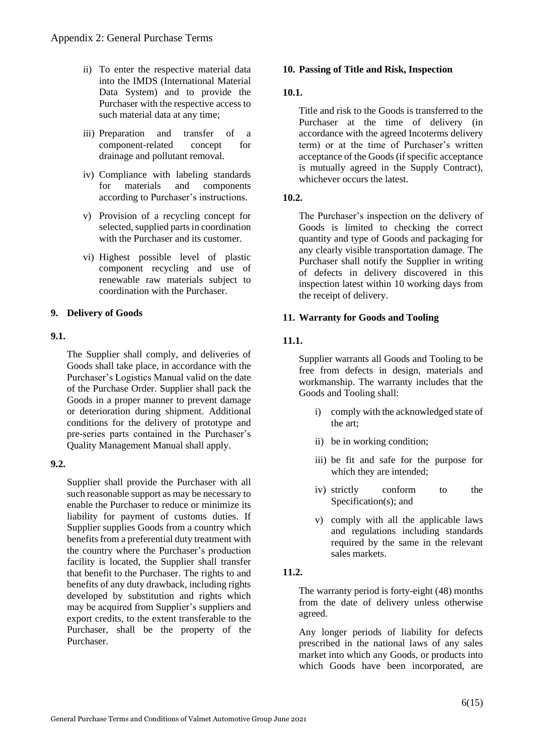ii) To enter the respective material data into the IMDS (International Material Data System) and to provide the Purchaser with the respective access to such material data at any time;

iii) Preparation and transfer of a component-related concept for drainage and pollutant removal.

iv) Compliance with labeling standards for materials and components according to Purchaser's instructions.

v) Provision of a recycling concept for selected, supplied parts in coordination with the Purchaser and its customer.

vi) Highest possible level of plastic component recycling and use of renewable raw materials subject to coordination with the Purchaser.

## 9. Delivery of Goods

### 9.1.

The Supplier shall comply, and deliveries of Goods shall take place, in accordance with the Purchaser's Logistics Manual valid on the date of the Purchase Order. Supplier shall pack the Goods in a proper manner to prevent damage or deterioration during shipment. Additional conditions for the delivery of prototype and pre-series parts contained in the Purchaser's Quality Management Manual shall apply.

### 9.2.

Supplier shall provide the Purchaser with all such reasonable support as may be necessary to enable the Purchaser to reduce or minimize its liability for payment of customs duties. If Supplier supplies Goods from a country which benefits from a preferential duty treatment with the country where the Purchaser's production facility is located, the Supplier shall transfer that benefit to the Purchaser. The rights to and benefits of any duty drawback, including rights developed by substitution and rights which may be acquired from Supplier's suppliers and export credits, to the extent transferable to the Purchaser, shall be the property of the Purchaser.

## 10. Passing of Title and Risk, Inspection

### 10.1.

Title and risk to the Goods is transferred to the Purchaser at the time of delivery (in accordance with the agreed Incoterms delivery term) or at the time of Purchaser's written acceptance of the Goods (if specific acceptance is mutually agreed in the Supply Contract), whichever occurs the latest.

### 10.2.

The Purchaser's inspection on the delivery of Goods is limited to checking the correct quantity and type of Goods and packaging for any clearly visible transportation damage. The Purchaser shall notify the Supplier in writing of defects in delivery discovered in this inspection latest within 10 working days from the receipt of delivery.

## 11. Warranty for Goods and Tooling

### 11.1.

Supplier warrants all Goods and Tooling to be free from defects in design, materials and workmanship. The warranty includes that the Goods and Tooling shall:

i) comply with the acknowledged state of the art;

ii) be in working condition;

iii) be fit and safe for the purpose for which they are intended;

iv) strictly conform to the Specification(s); and

v) comply with all the applicable laws and regulations including standards required by the same in the relevant sales markets.

### 11.2.

The warranty period is forty-eight (48) months from the date of delivery unless otherwise agreed.

Any longer periods of liability for defects prescribed in the national laws of any sales market into which any Goods, or products into which Goods have been incorporated, are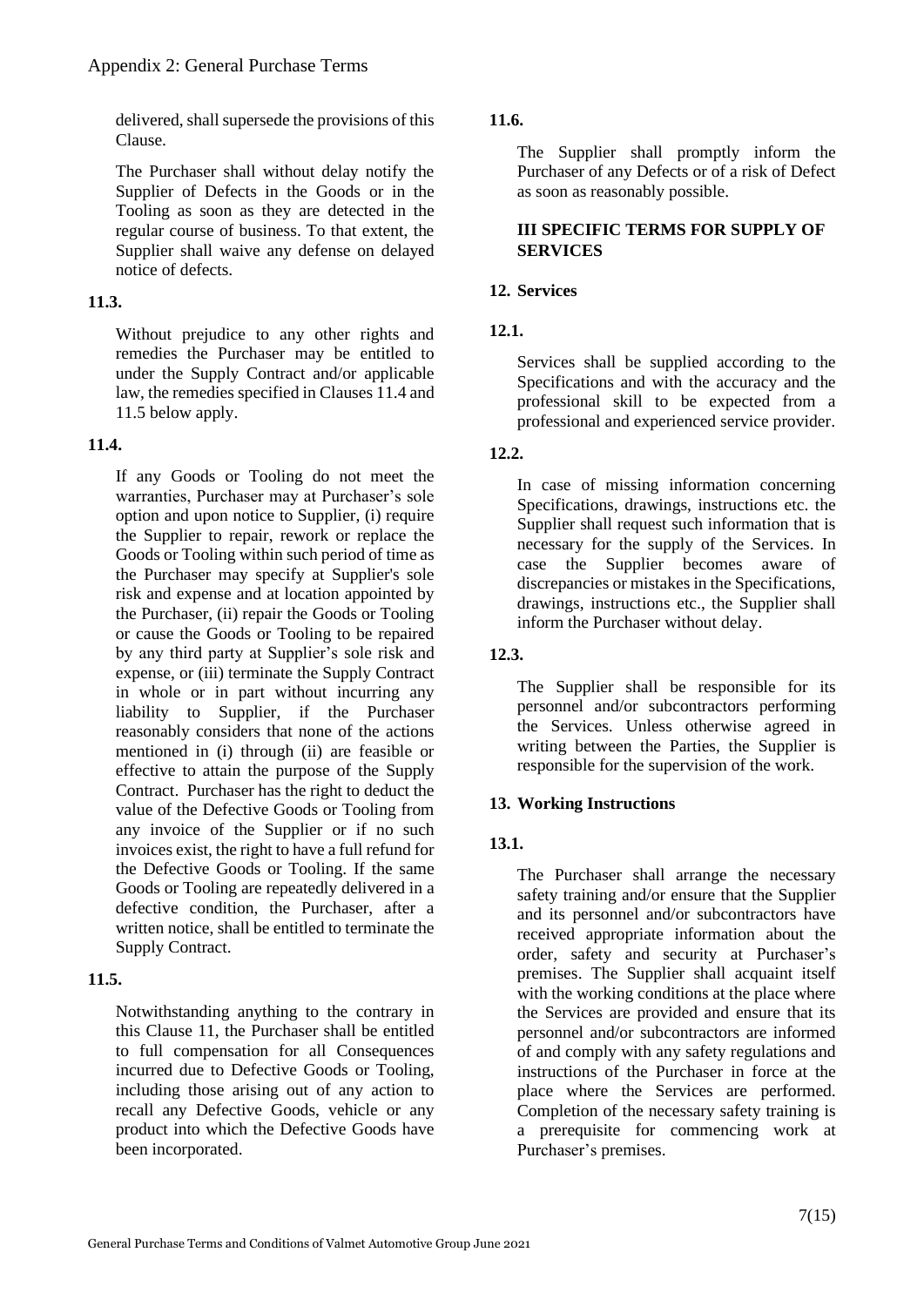delivered, shall supersede the provisions of this Clause.

The Purchaser shall without delay notify the Supplier of Defects in the Goods or in the Tooling as soon as they are detected in the regular course of business. To that extent, the Supplier shall waive any defense on delayed notice of defects.

**11.3.**

Without prejudice to any other rights and remedies the Purchaser may be entitled to under the Supply Contract and/or applicable law, the remedies specified in Clauses 11.4 and 11.5 below apply.

**11.4.**

If any Goods or Tooling do not meet the warranties, Purchaser may at Purchaser's sole option and upon notice to Supplier, (i) require the Supplier to repair, rework or replace the Goods or Tooling within such period of time as the Purchaser may specify at Supplier's sole risk and expense and at location appointed by the Purchaser, (ii) repair the Goods or Tooling or cause the Goods or Tooling to be repaired by any third party at Supplier's sole risk and expense, or (iii) terminate the Supply Contract in whole or in part without incurring any liability to Supplier, if the Purchaser reasonably considers that none of the actions mentioned in (i) through (ii) are feasible or effective to attain the purpose of the Supply Contract. Purchaser has the right to deduct the value of the Defective Goods or Tooling from any invoice of the Supplier or if no such invoices exist, the right to have a full refund for the Defective Goods or Tooling. If the same Goods or Tooling are repeatedly delivered in a defective condition, the Purchaser, after a written notice, shall be entitled to terminate the Supply Contract.

**11.5.**

Notwithstanding anything to the contrary in this Clause 11, the Purchaser shall be entitled to full compensation for all Consequences incurred due to Defective Goods or Tooling, including those arising out of any action to recall any Defective Goods, vehicle or any product into which the Defective Goods have been incorporated.

**11.6.**

The Supplier shall promptly inform the Purchaser of any Defects or of a risk of Defect as soon as reasonably possible.

## III SPECIFIC TERMS FOR SUPPLY OF SERVICES

### 12. Services

**12.1.**

Services shall be supplied according to the Specifications and with the accuracy and the professional skill to be expected from a professional and experienced service provider.

**12.2.**

In case of missing information concerning Specifications, drawings, instructions etc. the Supplier shall request such information that is necessary for the supply of the Services. In case the Supplier becomes aware of discrepancies or mistakes in the Specifications, drawings, instructions etc., the Supplier shall inform the Purchaser without delay.

**12.3.**

The Supplier shall be responsible for its personnel and/or subcontractors performing the Services. Unless otherwise agreed in writing between the Parties, the Supplier is responsible for the supervision of the work.

### 13. Working Instructions

**13.1.**

The Purchaser shall arrange the necessary safety training and/or ensure that the Supplier and its personnel and/or subcontractors have received appropriate information about the order, safety and security at Purchaser's premises. The Supplier shall acquaint itself with the working conditions at the place where the Services are provided and ensure that its personnel and/or subcontractors are informed of and comply with any safety regulations and instructions of the Purchaser in force at the place where the Services are performed. Completion of the necessary safety training is a prerequisite for commencing work at Purchaser's premises.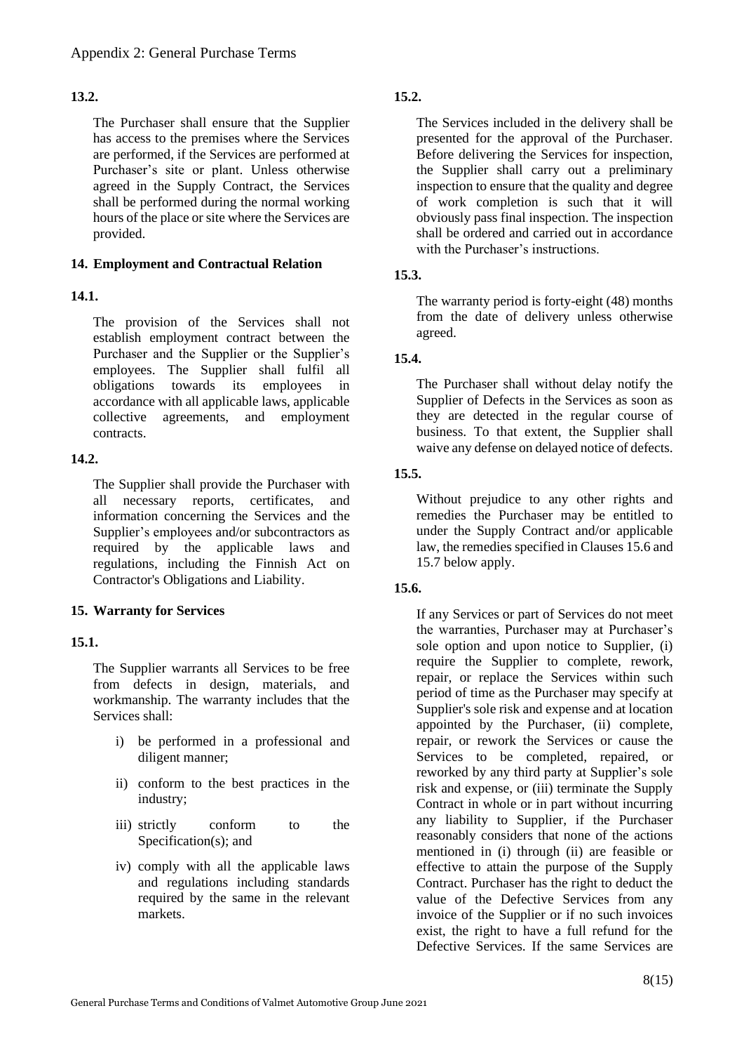**13.2.**

The Purchaser shall ensure that the Supplier has access to the premises where the Services are performed, if the Services are performed at Purchaser's site or plant. Unless otherwise agreed in the Supply Contract, the Services shall be performed during the normal working hours of the place or site where the Services are provided.

## 14. Employment and Contractual Relation

**14.1.**

The provision of the Services shall not establish employment contract between the Purchaser and the Supplier or the Supplier's employees. The Supplier shall fulfil all obligations towards its employees in accordance with all applicable laws, applicable collective agreements, and employment contracts.

**14.2.**

The Supplier shall provide the Purchaser with all necessary reports, certificates, and information concerning the Services and the Supplier's employees and/or subcontractors as required by the applicable laws and regulations, including the Finnish Act on Contractor's Obligations and Liability.

## 15. Warranty for Services

**15.1.**

The Supplier warrants all Services to be free from defects in design, materials, and workmanship. The warranty includes that the Services shall:

i) be performed in a professional and diligent manner;

ii) conform to the best practices in the industry;

iii) strictly conform to the Specification(s); and

iv) comply with all the applicable laws and regulations including standards required by the same in the relevant markets.

**15.2.**

The Services included in the delivery shall be presented for the approval of the Purchaser. Before delivering the Services for inspection, the Supplier shall carry out a preliminary inspection to ensure that the quality and degree of work completion is such that it will obviously pass final inspection. The inspection shall be ordered and carried out in accordance with the Purchaser's instructions.

**15.3.**

The warranty period is forty-eight (48) months from the date of delivery unless otherwise agreed.

**15.4.**

The Purchaser shall without delay notify the Supplier of Defects in the Services as soon as they are detected in the regular course of business. To that extent, the Supplier shall waive any defense on delayed notice of defects.

**15.5.**

Without prejudice to any other rights and remedies the Purchaser may be entitled to under the Supply Contract and/or applicable law, the remedies specified in Clauses 15.6 and 15.7 below apply.

**15.6.**

If any Services or part of Services do not meet the warranties, Purchaser may at Purchaser's sole option and upon notice to Supplier, (i) require the Supplier to complete, rework, repair, or replace the Services within such period of time as the Purchaser may specify at Supplier's sole risk and expense and at location appointed by the Purchaser, (ii) complete, repair, or rework the Services or cause the Services to be completed, repaired, or reworked by any third party at Supplier's sole risk and expense, or (iii) terminate the Supply Contract in whole or in part without incurring any liability to Supplier, if the Purchaser reasonably considers that none of the actions mentioned in (i) through (ii) are feasible or effective to attain the purpose of the Supply Contract. Purchaser has the right to deduct the value of the Defective Services from any invoice of the Supplier or if no such invoices exist, the right to have a full refund for the Defective Services. If the same Services are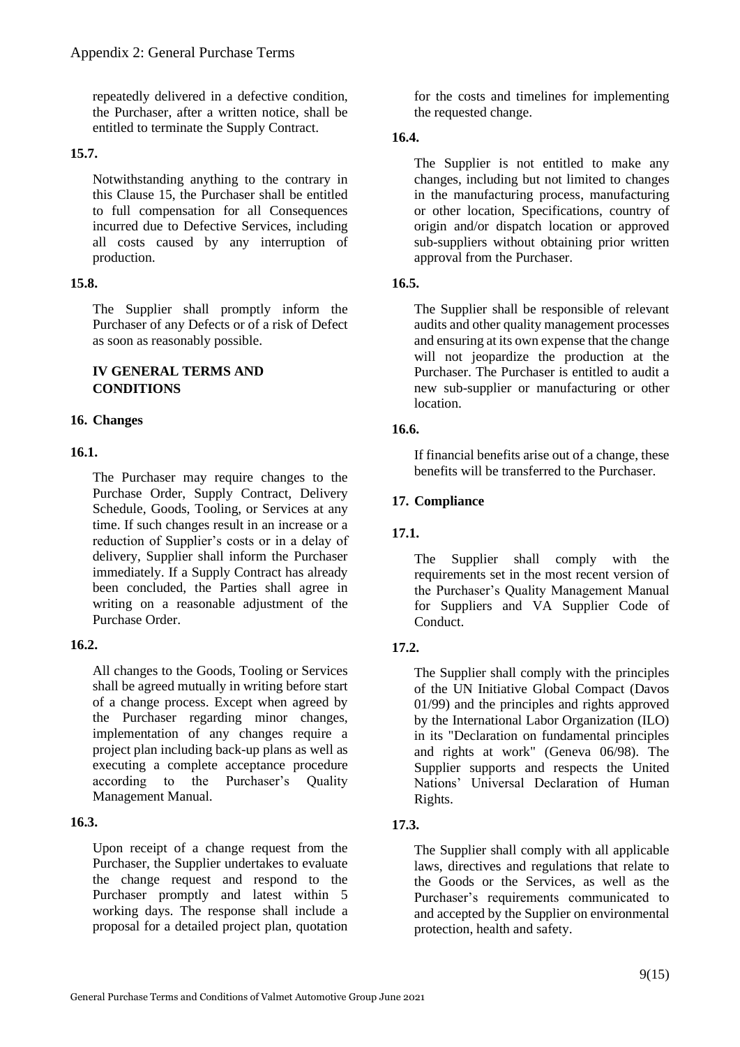repeatedly delivered in a defective condition, the Purchaser, after a written notice, shall be entitled to terminate the Supply Contract.

**15.7.**

Notwithstanding anything to the contrary in this Clause 15, the Purchaser shall be entitled to full compensation for all Consequences incurred due to Defective Services, including all costs caused by any interruption of production.

**15.8.**

The Supplier shall promptly inform the Purchaser of any Defects or of a risk of Defect as soon as reasonably possible.

## IV GENERAL TERMS AND CONDITIONS

### 16. Changes

**16.1.**

The Purchaser may require changes to the Purchase Order, Supply Contract, Delivery Schedule, Goods, Tooling, or Services at any time. If such changes result in an increase or a reduction of Supplier's costs or in a delay of delivery, Supplier shall inform the Purchaser immediately. If a Supply Contract has already been concluded, the Parties shall agree in writing on a reasonable adjustment of the Purchase Order.

**16.2.**

All changes to the Goods, Tooling or Services shall be agreed mutually in writing before start of a change process. Except when agreed by the Purchaser regarding minor changes, implementation of any changes require a project plan including back-up plans as well as executing a complete acceptance procedure according to the Purchaser's Quality Management Manual.

**16.3.**

Upon receipt of a change request from the Purchaser, the Supplier undertakes to evaluate the change request and respond to the Purchaser promptly and latest within 5 working days. The response shall include a proposal for a detailed project plan, quotation for the costs and timelines for implementing the requested change.

**16.4.**

The Supplier is not entitled to make any changes, including but not limited to changes in the manufacturing process, manufacturing or other location, Specifications, country of origin and/or dispatch location or approved sub-suppliers without obtaining prior written approval from the Purchaser.

**16.5.**

The Supplier shall be responsible of relevant audits and other quality management processes and ensuring at its own expense that the change will not jeopardize the production at the Purchaser. The Purchaser is entitled to audit a new sub-supplier or manufacturing or other location.

**16.6.**

If financial benefits arise out of a change, these benefits will be transferred to the Purchaser.

### 17. Compliance

**17.1.**

The Supplier shall comply with the requirements set in the most recent version of the Purchaser's Quality Management Manual for Suppliers and VA Supplier Code of Conduct.

**17.2.**

The Supplier shall comply with the principles of the UN Initiative Global Compact (Davos 01/99) and the principles and rights approved by the International Labor Organization (ILO) in its "Declaration on fundamental principles and rights at work" (Geneva 06/98). The Supplier supports and respects the United Nations' Universal Declaration of Human Rights.

**17.3.**

The Supplier shall comply with all applicable laws, directives and regulations that relate to the Goods or the Services, as well as the Purchaser's requirements communicated to and accepted by the Supplier on environmental protection, health and safety.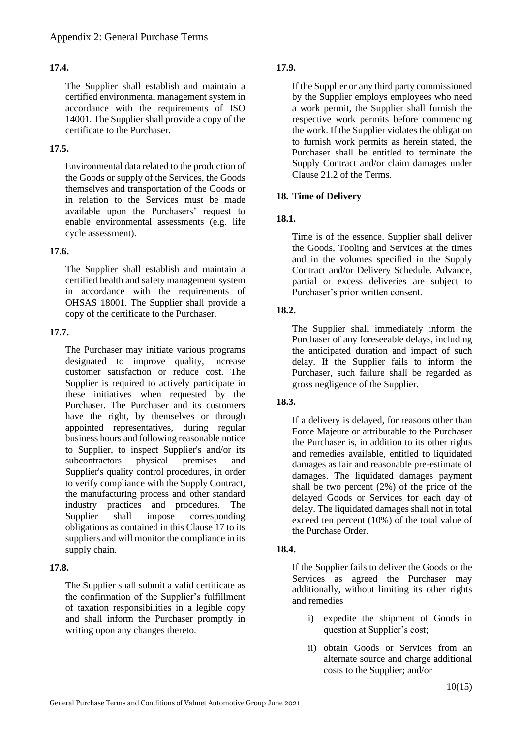**17.4.**

The Supplier shall establish and maintain a certified environmental management system in accordance with the requirements of ISO 14001. The Supplier shall provide a copy of the certificate to the Purchaser.

**17.5.**

Environmental data related to the production of the Goods or supply of the Services, the Goods themselves and transportation of the Goods or in relation to the Services must be made available upon the Purchasers' request to enable environmental assessments (e.g. life cycle assessment).

**17.6.**

The Supplier shall establish and maintain a certified health and safety management system in accordance with the requirements of OHSAS 18001. The Supplier shall provide a copy of the certificate to the Purchaser.

**17.7.**

The Purchaser may initiate various programs designated to improve quality, increase customer satisfaction or reduce cost. The Supplier is required to actively participate in these initiatives when requested by the Purchaser. The Purchaser and its customers have the right, by themselves or through appointed representatives, during regular business hours and following reasonable notice to Supplier, to inspect Supplier's and/or its subcontractors physical premises and Supplier's quality control procedures, in order to verify compliance with the Supply Contract, the manufacturing process and other standard industry practices and procedures. The Supplier shall impose corresponding obligations as contained in this Clause 17 to its suppliers and will monitor the compliance in its supply chain.

**17.8.**

The Supplier shall submit a valid certificate as the confirmation of the Supplier's fulfillment of taxation responsibilities in a legible copy and shall inform the Purchaser promptly in writing upon any changes thereto.

**17.9.**

If the Supplier or any third party commissioned by the Supplier employs employees who need a work permit, the Supplier shall furnish the respective work permits before commencing the work. If the Supplier violates the obligation to furnish work permits as herein stated, the Purchaser shall be entitled to terminate the Supply Contract and/or claim damages under Clause 21.2 of the Terms.

## 18. Time of Delivery

**18.1.**

Time is of the essence. Supplier shall deliver the Goods, Tooling and Services at the times and in the volumes specified in the Supply Contract and/or Delivery Schedule. Advance, partial or excess deliveries are subject to Purchaser's prior written consent.

**18.2.**

The Supplier shall immediately inform the Purchaser of any foreseeable delays, including the anticipated duration and impact of such delay. If the Supplier fails to inform the Purchaser, such failure shall be regarded as gross negligence of the Supplier.

**18.3.**

If a delivery is delayed, for reasons other than Force Majeure or attributable to the Purchaser the Purchaser is, in addition to its other rights and remedies available, entitled to liquidated damages as fair and reasonable pre-estimate of damages. The liquidated damages payment shall be two percent (2%) of the price of the delayed Goods or Services for each day of delay. The liquidated damages shall not in total exceed ten percent (10%) of the total value of the Purchase Order.

**18.4.**

If the Supplier fails to deliver the Goods or the Services as agreed the Purchaser may additionally, without limiting its other rights and remedies

i) expedite the shipment of Goods in question at Supplier's cost;

ii) obtain Goods or Services from an alternate source and charge additional costs to the Supplier; and/or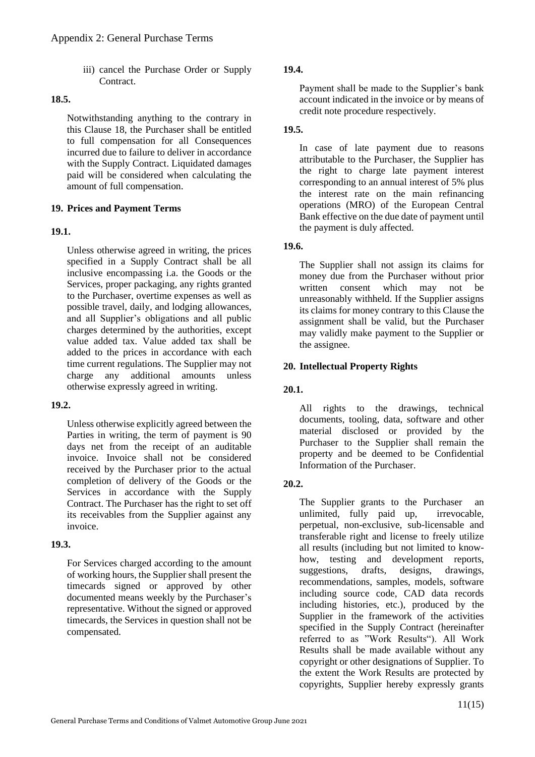iii) cancel the Purchase Order or Supply Contract.

**18.5.**

Notwithstanding anything to the contrary in this Clause 18, the Purchaser shall be entitled to full compensation for all Consequences incurred due to failure to deliver in accordance with the Supply Contract. Liquidated damages paid will be considered when calculating the amount of full compensation.

## 19. Prices and Payment Terms

**19.1.**

Unless otherwise agreed in writing, the prices specified in a Supply Contract shall be all inclusive encompassing i.a. the Goods or the Services, proper packaging, any rights granted to the Purchaser, overtime expenses as well as possible travel, daily, and lodging allowances, and all Supplier's obligations and all public charges determined by the authorities, except value added tax. Value added tax shall be added to the prices in accordance with each time current regulations. The Supplier may not charge any additional amounts unless otherwise expressly agreed in writing.

**19.2.**

Unless otherwise explicitly agreed between the Parties in writing, the term of payment is 90 days net from the receipt of an auditable invoice. Invoice shall not be considered received by the Purchaser prior to the actual completion of delivery of the Goods or the Services in accordance with the Supply Contract. The Purchaser has the right to set off its receivables from the Supplier against any invoice.

**19.3.**

For Services charged according to the amount of working hours, the Supplier shall present the timecards signed or approved by other documented means weekly by the Purchaser's representative. Without the signed or approved timecards, the Services in question shall not be compensated.

**19.4.**

Payment shall be made to the Supplier's bank account indicated in the invoice or by means of credit note procedure respectively.

**19.5.**

In case of late payment due to reasons attributable to the Purchaser, the Supplier has the right to charge late payment interest corresponding to an annual interest of 5% plus the interest rate on the main refinancing operations (MRO) of the European Central Bank effective on the due date of payment until the payment is duly affected.

**19.6.**

The Supplier shall not assign its claims for money due from the Purchaser without prior written consent which may not be unreasonably withheld. If the Supplier assigns its claims for money contrary to this Clause the assignment shall be valid, but the Purchaser may validly make payment to the Supplier or the assignee.

## 20. Intellectual Property Rights

**20.1.**

All rights to the drawings, technical documents, tooling, data, software and other material disclosed or provided by the Purchaser to the Supplier shall remain the property and be deemed to be Confidential Information of the Purchaser.

**20.2.**

The Supplier grants to the Purchaser an unlimited, fully paid up, irrevocable, perpetual, non-exclusive, sub-licensable and transferable right and license to freely utilize all results (including but not limited to know-how, testing and development reports, suggestions, drafts, designs, drawings, recommendations, samples, models, software including source code, CAD data records including histories, etc.), produced by the Supplier in the framework of the activities specified in the Supply Contract (hereinafter referred to as "Work Results"). All Work Results shall be made available without any copyright or other designations of Supplier. To the extent the Work Results are protected by copyrights, Supplier hereby expressly grants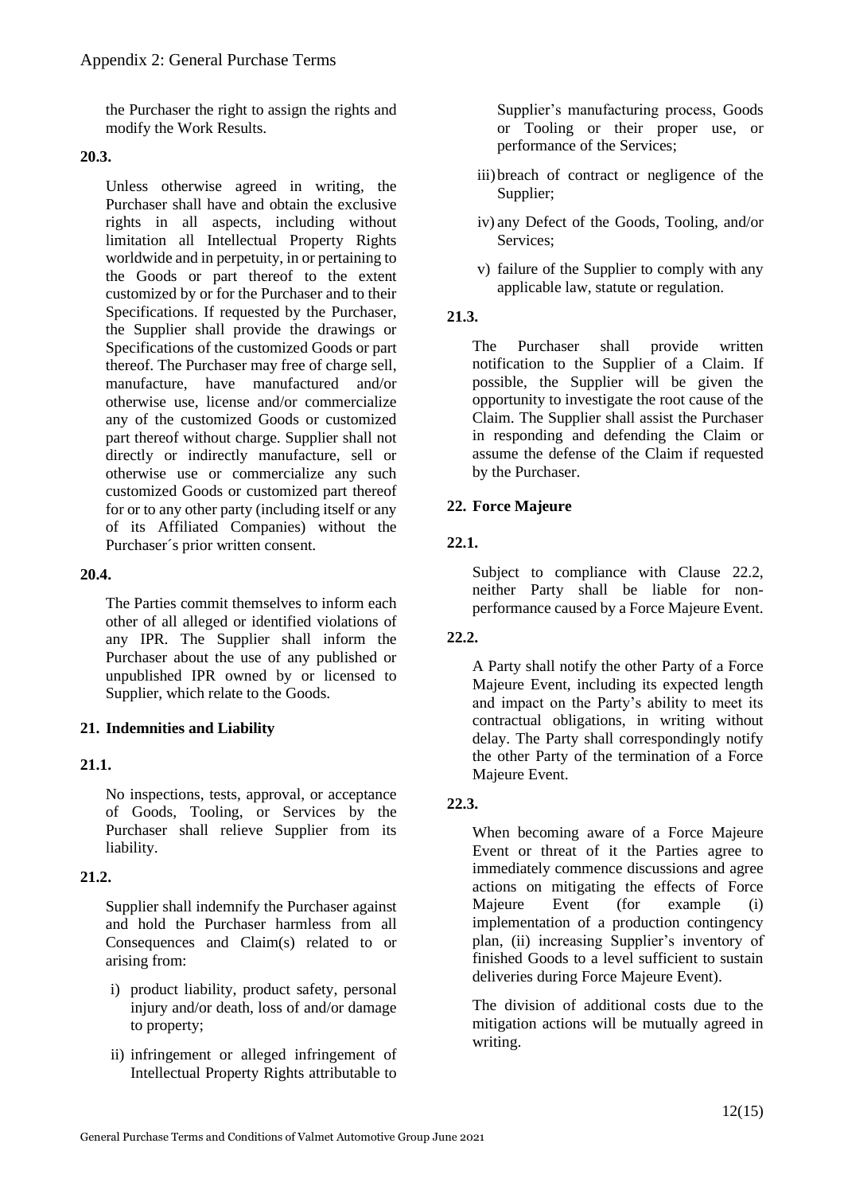the Purchaser the right to assign the rights and modify the Work Results.

**20.3.**

Unless otherwise agreed in writing, the Purchaser shall have and obtain the exclusive rights in all aspects, including without limitation all Intellectual Property Rights worldwide and in perpetuity, in or pertaining to the Goods or part thereof to the extent customized by or for the Purchaser and to their Specifications. If requested by the Purchaser, the Supplier shall provide the drawings or Specifications of the customized Goods or part thereof. The Purchaser may free of charge sell, manufacture, have manufactured and/or otherwise use, license and/or commercialize any of the customized Goods or customized part thereof without charge. Supplier shall not directly or indirectly manufacture, sell or otherwise use or commercialize any such customized Goods or customized part thereof for or to any other party (including itself or any of its Affiliated Companies) without the Purchaser´s prior written consent.

**20.4.**

The Parties commit themselves to inform each other of all alleged or identified violations of any IPR. The Supplier shall inform the Purchaser about the use of any published or unpublished IPR owned by or licensed to Supplier, which relate to the Goods.

## 21. Indemnities and Liability

**21.1.**

No inspections, tests, approval, or acceptance of Goods, Tooling, or Services by the Purchaser shall relieve Supplier from its liability.

**21.2.**

Supplier shall indemnify the Purchaser against and hold the Purchaser harmless from all Consequences and Claim(s) related to or arising from:

i) product liability, product safety, personal injury and/or death, loss of and/or damage to property;

ii) infringement or alleged infringement of Intellectual Property Rights attributable to Supplier's manufacturing process, Goods or Tooling or their proper use, or performance of the Services;

iii) breach of contract or negligence of the Supplier;

iv) any Defect of the Goods, Tooling, and/or Services;

v) failure of the Supplier to comply with any applicable law, statute or regulation.

**21.3.**

The Purchaser shall provide written notification to the Supplier of a Claim. If possible, the Supplier will be given the opportunity to investigate the root cause of the Claim. The Supplier shall assist the Purchaser in responding and defending the Claim or assume the defense of the Claim if requested by the Purchaser.

## 22. Force Majeure

**22.1.**

Subject to compliance with Clause 22.2, neither Party shall be liable for non-performance caused by a Force Majeure Event.

**22.2.**

A Party shall notify the other Party of a Force Majeure Event, including its expected length and impact on the Party's ability to meet its contractual obligations, in writing without delay. The Party shall correspondingly notify the other Party of the termination of a Force Majeure Event.

**22.3.**

When becoming aware of a Force Majeure Event or threat of it the Parties agree to immediately commence discussions and agree actions on mitigating the effects of Force Majeure Event (for example (i) implementation of a production contingency plan, (ii) increasing Supplier's inventory of finished Goods to a level sufficient to sustain deliveries during Force Majeure Event).

The division of additional costs due to the mitigation actions will be mutually agreed in writing.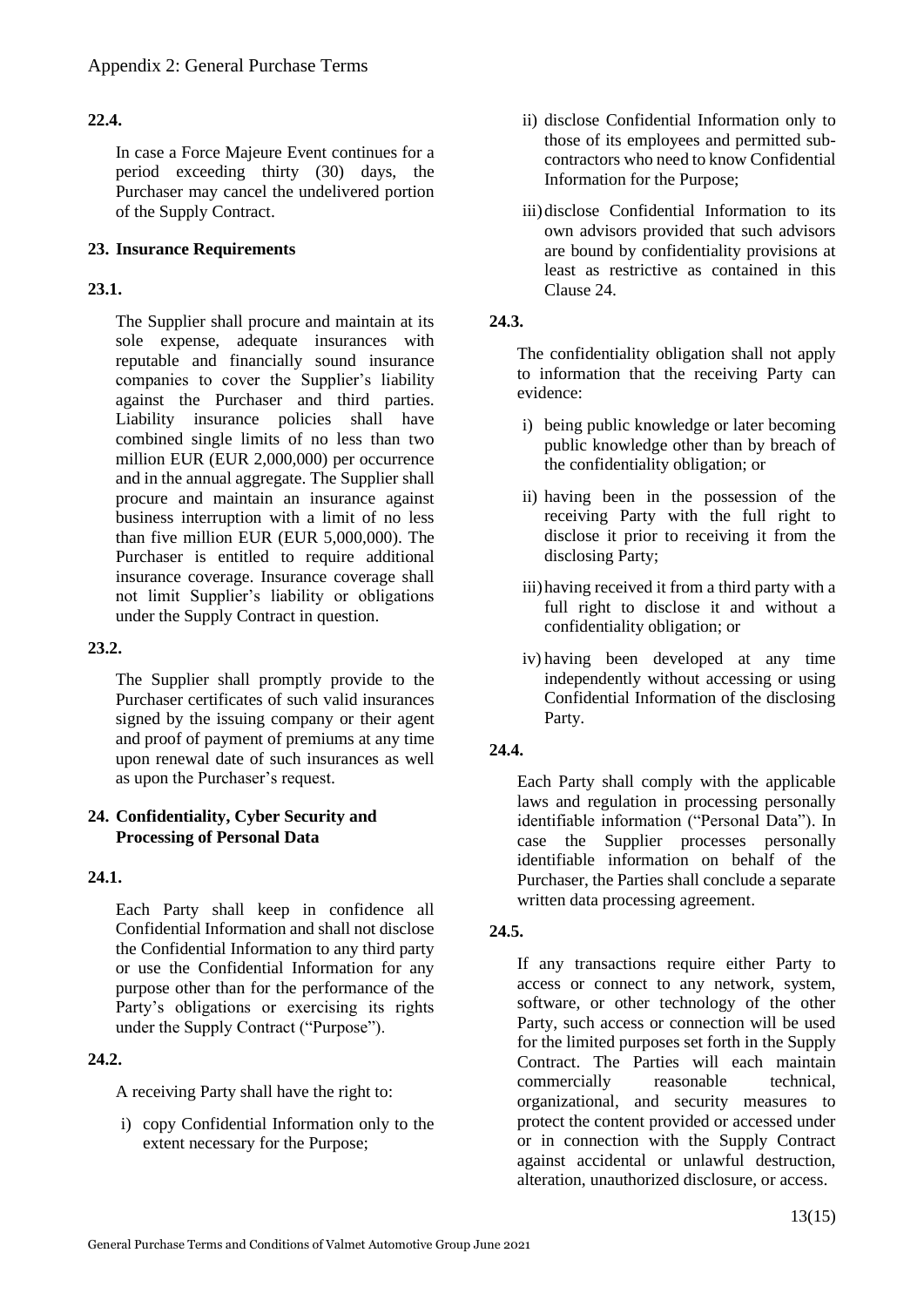**22.4.**

In case a Force Majeure Event continues for a period exceeding thirty (30) days, the Purchaser may cancel the undelivered portion of the Supply Contract.

## 23. Insurance Requirements

**23.1.**

The Supplier shall procure and maintain at its sole expense, adequate insurances with reputable and financially sound insurance companies to cover the Supplier's liability against the Purchaser and third parties. Liability insurance policies shall have combined single limits of no less than two million EUR (EUR 2,000,000) per occurrence and in the annual aggregate. The Supplier shall procure and maintain an insurance against business interruption with a limit of no less than five million EUR (EUR 5,000,000). The Purchaser is entitled to require additional insurance coverage. Insurance coverage shall not limit Supplier's liability or obligations under the Supply Contract in question.

**23.2.**

The Supplier shall promptly provide to the Purchaser certificates of such valid insurances signed by the issuing company or their agent and proof of payment of premiums at any time upon renewal date of such insurances as well as upon the Purchaser's request.

## 24. Confidentiality, Cyber Security and Processing of Personal Data

**24.1.**

Each Party shall keep in confidence all Confidential Information and shall not disclose the Confidential Information to any third party or use the Confidential Information for any purpose other than for the performance of the Party's obligations or exercising its rights under the Supply Contract ("Purpose").

**24.2.**

A receiving Party shall have the right to:

i) copy Confidential Information only to the extent necessary for the Purpose;

ii) disclose Confidential Information only to those of its employees and permitted sub-contractors who need to know Confidential Information for the Purpose;

iii) disclose Confidential Information to its own advisors provided that such advisors are bound by confidentiality provisions at least as restrictive as contained in this Clause 24.

**24.3.**

The confidentiality obligation shall not apply to information that the receiving Party can evidence:

i) being public knowledge or later becoming public knowledge other than by breach of the confidentiality obligation; or

ii) having been in the possession of the receiving Party with the full right to disclose it prior to receiving it from the disclosing Party;

iii) having received it from a third party with a full right to disclose it and without a confidentiality obligation; or

iv) having been developed at any time independently without accessing or using Confidential Information of the disclosing Party.

**24.4.**

Each Party shall comply with the applicable laws and regulation in processing personally identifiable information ("Personal Data"). In case the Supplier processes personally identifiable information on behalf of the Purchaser, the Parties shall conclude a separate written data processing agreement.

**24.5.**

If any transactions require either Party to access or connect to any network, system, software, or other technology of the other Party, such access or connection will be used for the limited purposes set forth in the Supply Contract. The Parties will each maintain commercially reasonable technical, organizational, and security measures to protect the content provided or accessed under or in connection with the Supply Contract against accidental or unlawful destruction, alteration, unauthorized disclosure, or access.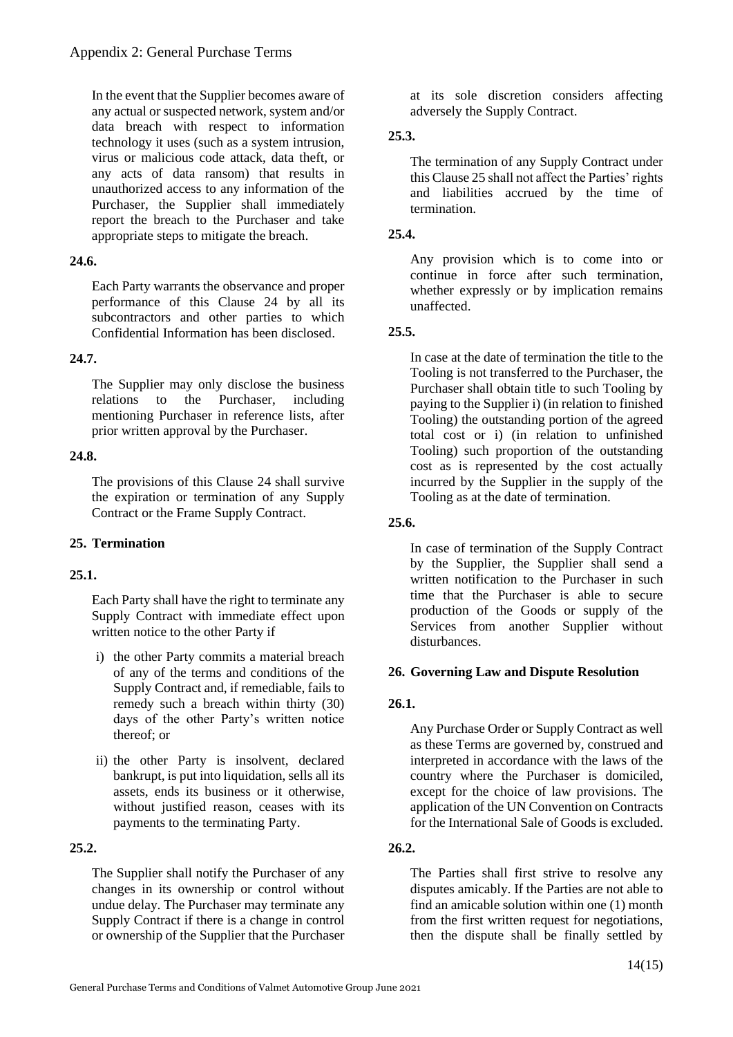In the event that the Supplier becomes aware of any actual or suspected network, system and/or data breach with respect to information technology it uses (such as a system intrusion, virus or malicious code attack, data theft, or any acts of data ransom) that results in unauthorized access to any information of the Purchaser, the Supplier shall immediately report the breach to the Purchaser and take appropriate steps to mitigate the breach.

**24.6.**

Each Party warrants the observance and proper performance of this Clause 24 by all its subcontractors and other parties to which Confidential Information has been disclosed.

**24.7.**

The Supplier may only disclose the business relations to the Purchaser, including mentioning Purchaser in reference lists, after prior written approval by the Purchaser.

**24.8.**

The provisions of this Clause 24 shall survive the expiration or termination of any Supply Contract or the Frame Supply Contract.

## 25. Termination

**25.1.**

Each Party shall have the right to terminate any Supply Contract with immediate effect upon written notice to the other Party if

i) the other Party commits a material breach of any of the terms and conditions of the Supply Contract and, if remediable, fails to remedy such a breach within thirty (30) days of the other Party's written notice thereof; or

ii) the other Party is insolvent, declared bankrupt, is put into liquidation, sells all its assets, ends its business or it otherwise, without justified reason, ceases with its payments to the terminating Party.

**25.2.**

The Supplier shall notify the Purchaser of any changes in its ownership or control without undue delay. The Purchaser may terminate any Supply Contract if there is a change in control or ownership of the Supplier that the Purchaser at its sole discretion considers affecting adversely the Supply Contract.

**25.3.**

The termination of any Supply Contract under this Clause 25 shall not affect the Parties' rights and liabilities accrued by the time of termination.

**25.4.**

Any provision which is to come into or continue in force after such termination, whether expressly or by implication remains unaffected.

**25.5.**

In case at the date of termination the title to the Tooling is not transferred to the Purchaser, the Purchaser shall obtain title to such Tooling by paying to the Supplier i) (in relation to finished Tooling) the outstanding portion of the agreed total cost or i) (in relation to unfinished Tooling) such proportion of the outstanding cost as is represented by the cost actually incurred by the Supplier in the supply of the Tooling as at the date of termination.

**25.6.**

In case of termination of the Supply Contract by the Supplier, the Supplier shall send a written notification to the Purchaser in such time that the Purchaser is able to secure production of the Goods or supply of the Services from another Supplier without disturbances.

## 26. Governing Law and Dispute Resolution

**26.1.**

Any Purchase Order or Supply Contract as well as these Terms are governed by, construed and interpreted in accordance with the laws of the country where the Purchaser is domiciled, except for the choice of law provisions. The application of the UN Convention on Contracts for the International Sale of Goods is excluded.

**26.2.**

The Parties shall first strive to resolve any disputes amicably. If the Parties are not able to find an amicable solution within one (1) month from the first written request for negotiations, then the dispute shall be finally settled by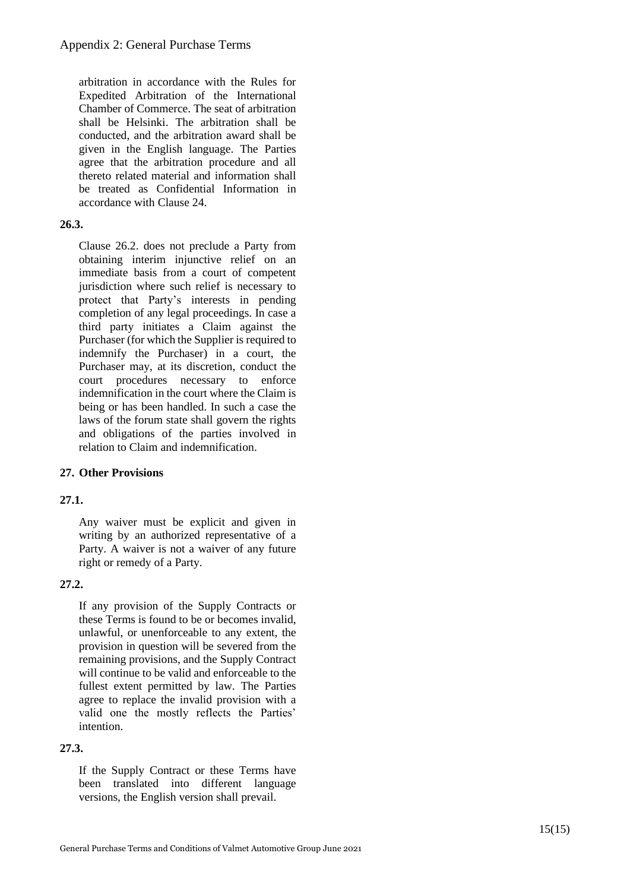arbitration in accordance with the Rules for Expedited Arbitration of the International Chamber of Commerce. The seat of arbitration shall be Helsinki. The arbitration shall be conducted, and the arbitration award shall be given in the English language. The Parties agree that the arbitration procedure and all thereto related material and information shall be treated as Confidential Information in accordance with Clause 24.

**26.3.**

Clause 26.2. does not preclude a Party from obtaining interim injunctive relief on an immediate basis from a court of competent jurisdiction where such relief is necessary to protect that Party's interests in pending completion of any legal proceedings. In case a third party initiates a Claim against the Purchaser (for which the Supplier is required to indemnify the Purchaser) in a court, the Purchaser may, at its discretion, conduct the court procedures necessary to enforce indemnification in the court where the Claim is being or has been handled. In such a case the laws of the forum state shall govern the rights and obligations of the parties involved in relation to Claim and indemnification.

## 27. Other Provisions

**27.1.**

Any waiver must be explicit and given in writing by an authorized representative of a Party. A waiver is not a waiver of any future right or remedy of a Party.

**27.2.**

If any provision of the Supply Contracts or these Terms is found to be or becomes invalid, unlawful, or unenforceable to any extent, the provision in question will be severed from the remaining provisions, and the Supply Contract will continue to be valid and enforceable to the fullest extent permitted by law. The Parties agree to replace the invalid provision with a valid one the mostly reflects the Parties' intention.

**27.3.**

If the Supply Contract or these Terms have been translated into different language versions, the English version shall prevail.